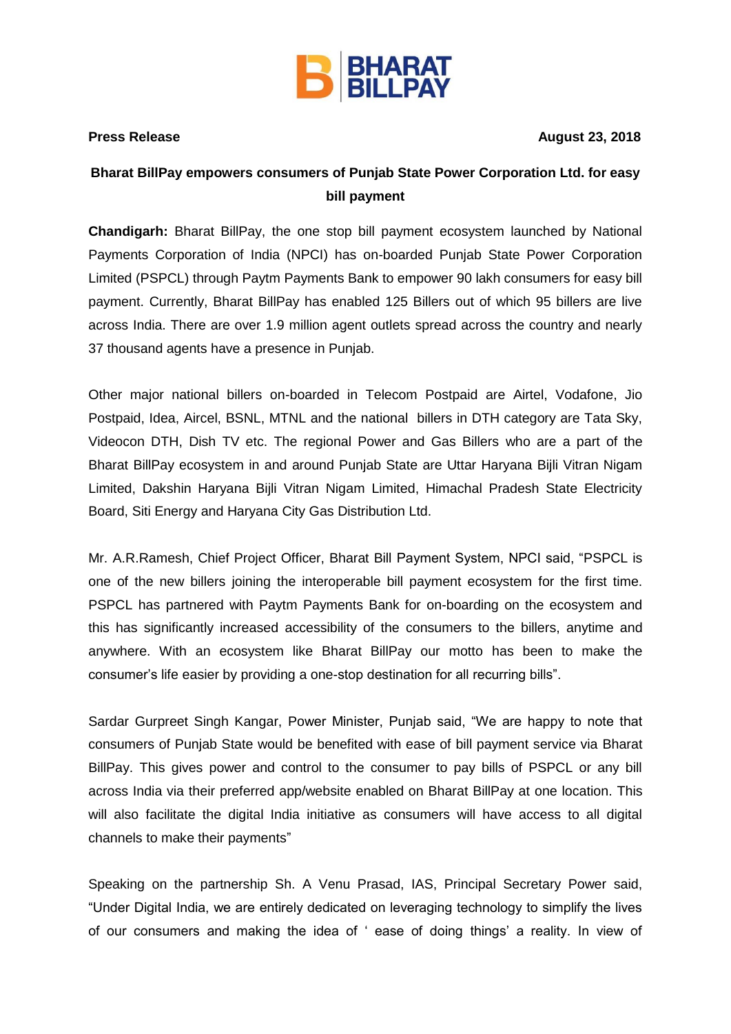BHARAT BILLPAY

**Press Release** **August 23, 2018**

**Bharat BillPay empowers consumers of Punjab State Power Corporation Ltd. for easy bill payment**

**Chandigarh:** Bharat BillPay, the one stop bill payment ecosystem launched by National Payments Corporation of India (NPCI) has on-boarded Punjab State Power Corporation Limited (PSPCL) through Paytm Payments Bank to empower 90 lakh consumers for easy bill payment. Currently, Bharat BillPay has enabled 125 Billers out of which 95 billers are live across India. There are over 1.9 million agent outlets spread across the country and nearly 37 thousand agents have a presence in Punjab.

Other major national billers on-boarded in Telecom Postpaid are Airtel, Vodafone, Jio Postpaid, Idea, Aircel, BSNL, MTNL and the national billers in DTH category are Tata Sky, Videocon DTH, Dish TV etc. The regional Power and Gas Billers who are a part of the Bharat BillPay ecosystem in and around Punjab State are Uttar Haryana Bijli Vitran Nigam Limited, Dakshin Haryana Bijli Vitran Nigam Limited, Himachal Pradesh State Electricity Board, Siti Energy and Haryana City Gas Distribution Ltd.

Mr. A.R.Ramesh, Chief Project Officer, Bharat Bill Payment System, NPCI said, "PSPCL is one of the new billers joining the interoperable bill payment ecosystem for the first time. PSPCL has partnered with Paytm Payments Bank for on-boarding on the ecosystem and this has significantly increased accessibility of the consumers to the billers, anytime and anywhere. With an ecosystem like Bharat BillPay our motto has been to make the consumer's life easier by providing a one-stop destination for all recurring bills".

Sardar Gurpreet Singh Kangar, Power Minister, Punjab said, "We are happy to note that consumers of Punjab State would be benefited with ease of bill payment service via Bharat BillPay. This gives power and control to the consumer to pay bills of PSPCL or any bill across India via their preferred app/website enabled on Bharat BillPay at one location. This will also facilitate the digital India initiative as consumers will have access to all digital channels to make their payments"

Speaking on the partnership Sh. A Venu Prasad, IAS, Principal Secretary Power said, "Under Digital India, we are entirely dedicated on leveraging technology to simplify the lives of our consumers and making the idea of ' ease of doing things' a reality. In view of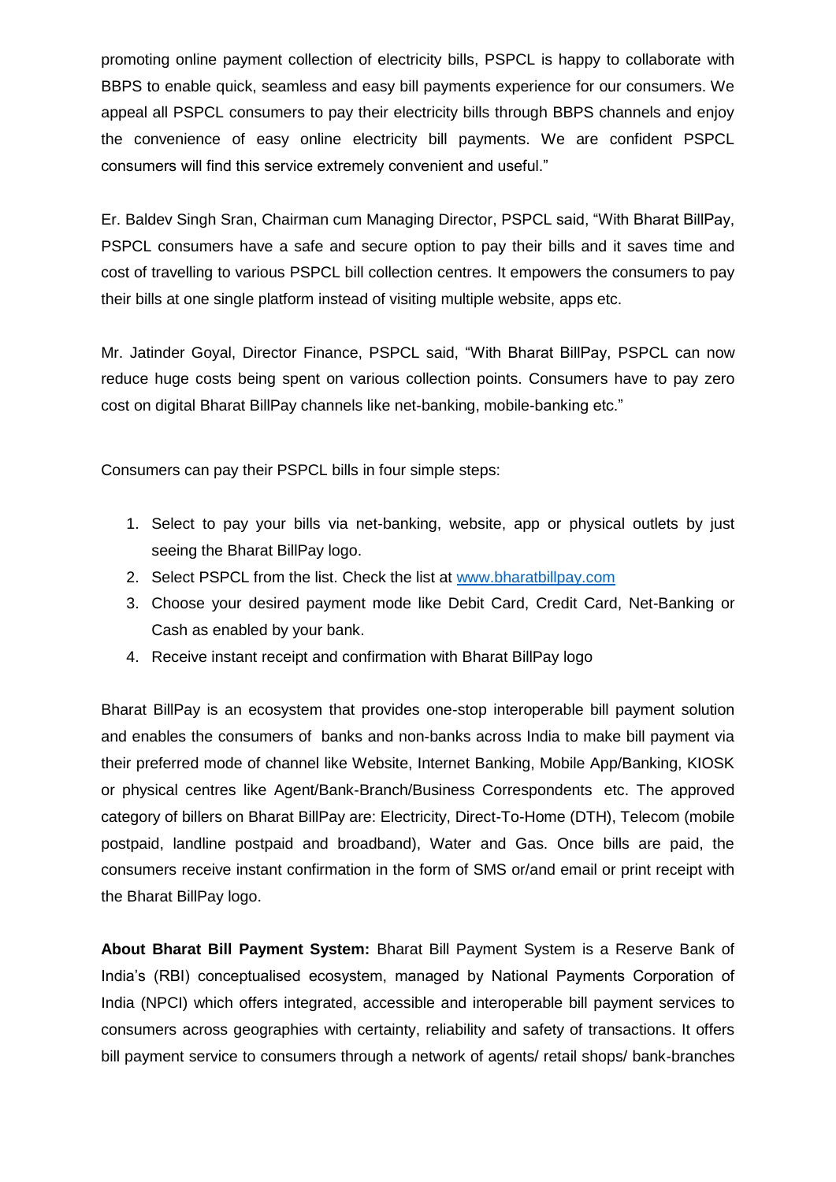promoting online payment collection of electricity bills, PSPCL is happy to collaborate with BBPS to enable quick, seamless and easy bill payments experience for our consumers. We appeal all PSPCL consumers to pay their electricity bills through BBPS channels and enjoy the convenience of easy online electricity bill payments. We are confident PSPCL consumers will find this service extremely convenient and useful."

Er. Baldev Singh Sran, Chairman cum Managing Director, PSPCL said, "With Bharat BillPay, PSPCL consumers have a safe and secure option to pay their bills and it saves time and cost of travelling to various PSPCL bill collection centres. It empowers the consumers to pay their bills at one single platform instead of visiting multiple website, apps etc.

Mr. Jatinder Goyal, Director Finance, PSPCL said, "With Bharat BillPay, PSPCL can now reduce huge costs being spent on various collection points. Consumers have to pay zero cost on digital Bharat BillPay channels like net-banking, mobile-banking etc."

Consumers can pay their PSPCL bills in four simple steps:

1. Select to pay your bills via net-banking, website, app or physical outlets by just seeing the Bharat BillPay logo.
2. Select PSPCL from the list. Check the list at [www.bharatbillpay.com](http://www.bharatbillpay.com)
3. Choose your desired payment mode like Debit Card, Credit Card, Net-Banking or Cash as enabled by your bank.
4. Receive instant receipt and confirmation with Bharat BillPay logo

Bharat BillPay is an ecosystem that provides one-stop interoperable bill payment solution and enables the consumers of banks and non-banks across India to make bill payment via their preferred mode of channel like Website, Internet Banking, Mobile App/Banking, KIOSK or physical centres like Agent/Bank-Branch/Business Correspondents etc. The approved category of billers on Bharat BillPay are: Electricity, Direct-To-Home (DTH), Telecom (mobile postpaid, landline postpaid and broadband), Water and Gas. Once bills are paid, the consumers receive instant confirmation in the form of SMS or/and email or print receipt with the Bharat BillPay logo.

**About Bharat Bill Payment System:** Bharat Bill Payment System is a Reserve Bank of India's (RBI) conceptualised ecosystem, managed by National Payments Corporation of India (NPCI) which offers integrated, accessible and interoperable bill payment services to consumers across geographies with certainty, reliability and safety of transactions. It offers bill payment service to consumers through a network of agents/ retail shops/ bank-branches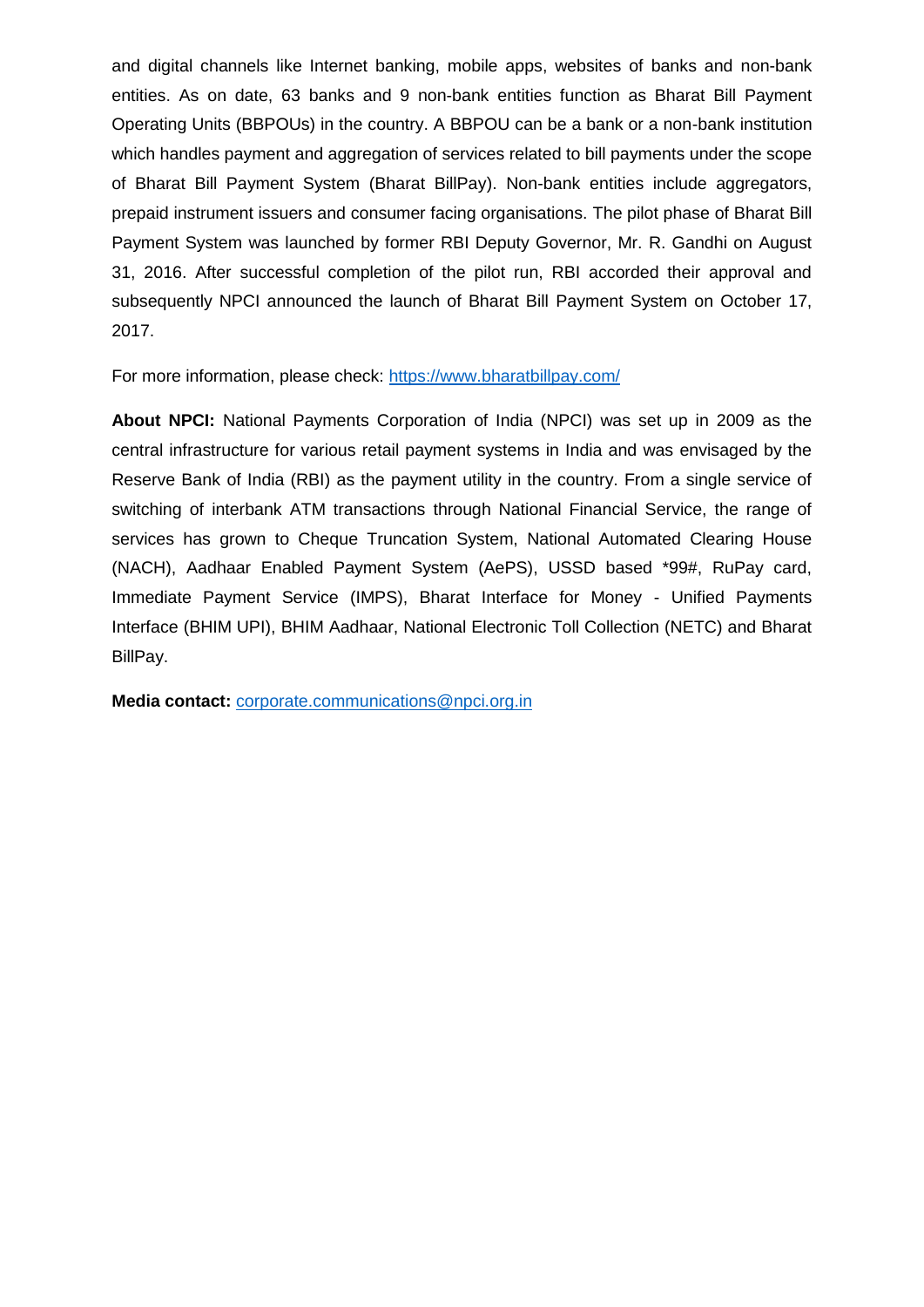and digital channels like Internet banking, mobile apps, websites of banks and non-bank entities. As on date, 63 banks and 9 non-bank entities function as Bharat Bill Payment Operating Units (BBPOUs) in the country. A BBPOU can be a bank or a non-bank institution which handles payment and aggregation of services related to bill payments under the scope of Bharat Bill Payment System (Bharat BillPay). Non-bank entities include aggregators, prepaid instrument issuers and consumer facing organisations. The pilot phase of Bharat Bill Payment System was launched by former RBI Deputy Governor, Mr. R. Gandhi on August 31, 2016. After successful completion of the pilot run, RBI accorded their approval and subsequently NPCI announced the launch of Bharat Bill Payment System on October 17, 2017.

For more information, please check: [https://www.bharatbillpay.com/](https://www.bharatbillpay.com/)

**About NPCI:** National Payments Corporation of India (NPCI) was set up in 2009 as the central infrastructure for various retail payment systems in India and was envisaged by the Reserve Bank of India (RBI) as the payment utility in the country. From a single service of switching of interbank ATM transactions through National Financial Service, the range of services has grown to Cheque Truncation System, National Automated Clearing House (NACH), Aadhaar Enabled Payment System (AePS), USSD based *99#, RuPay card, Immediate Payment Service (IMPS), Bharat Interface for Money - Unified Payments Interface (BHIM UPI), BHIM Aadhaar, National Electronic Toll Collection (NETC) and Bharat BillPay.

**Media contact:** [corporate.communications@npci.org.in](mailto:corporate.communications@npci.org.in)